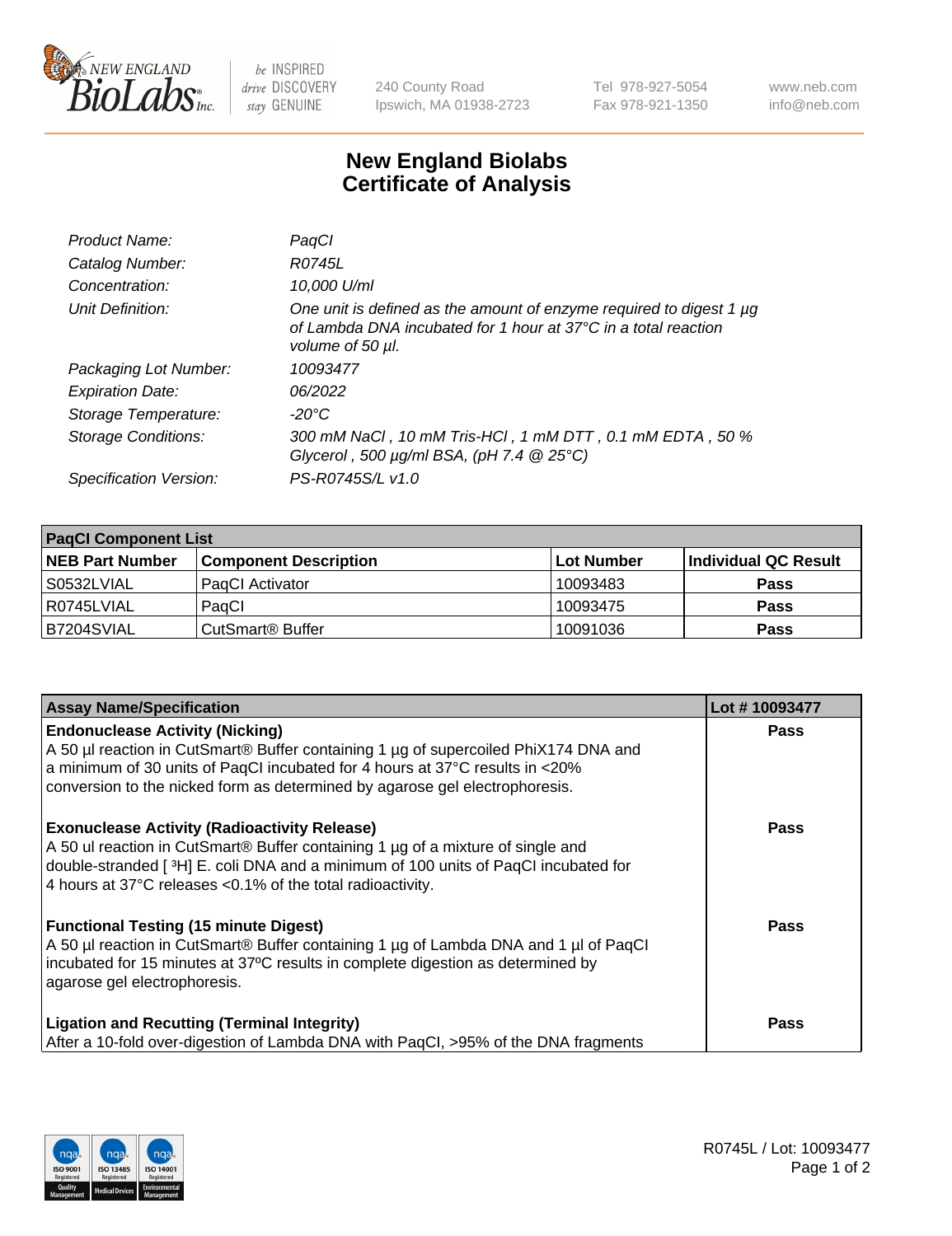# New England Biolabs Certificate of Analysis

| | |
|---|---|
| *Product Name:* | *PaqCI* |
| *Catalog Number:* | *R0745L* |
| *Concentration:* | *10,000 U/ml* |
| *Unit Definition:* | *One unit is defined as the amount of enzyme required to digest 1 µg of Lambda DNA incubated for 1 hour at 37°C in a total reaction volume of 50 µl.* |
| *Packaging Lot Number:* | *10093477* |
| *Expiration Date:* | *06/2022* |
| *Storage Temperature:* | *-20°C* |
| *Storage Conditions:* | *300 mM NaCl , 10 mM Tris-HCl , 1 mM DTT , 0.1 mM EDTA , 50 % Glycerol , 500 µg/ml BSA, (pH 7.4 @ 25°C)* |
| *Specification Version:* | *PS-R0745S/L v1.0* |

| **PaqCI Component List** | | | |
|---|---|---|---|
| **NEB Part Number** | **Component Description** | **Lot Number** | **Individual QC Result** |
| S0532LVIAL | PaqCI Activator | 10093483 | **Pass** |
| R0745LVIAL | PaqCI | 10093475 | **Pass** |
| B7204SVIAL | CutSmart® Buffer | 10091036 | **Pass** |

| **Assay Name/Specification** | **Lot # 10093477** |
|---|---|
| **Endonuclease Activity (Nicking)** A 50 µl reaction in CutSmart® Buffer containing 1 µg of supercoiled PhiX174 DNA and a minimum of 30 units of PaqCI incubated for 4 hours at 37°C results in <20% conversion to the nicked form as determined by agarose gel electrophoresis. | **Pass** |
| **Exonuclease Activity (Radioactivity Release)** A 50 ul reaction in CutSmart® Buffer containing 1 µg of a mixture of single and double-stranded [ $^3$H] E. coli DNA and a minimum of 100 units of PaqCI incubated for 4 hours at 37°C releases <0.1% of the total radioactivity. | **Pass** |
| **Functional Testing (15 minute Digest)** A 50 µl reaction in CutSmart® Buffer containing 1 µg of Lambda DNA and 1 µl of PaqCI incubated for 15 minutes at 37ºC results in complete digestion as determined by agarose gel electrophoresis. | **Pass** |
| **Ligation and Recutting (Terminal Integrity)** After a 10-fold over-digestion of Lambda DNA with PaqCI, >95% of the DNA fragments | **Pass** |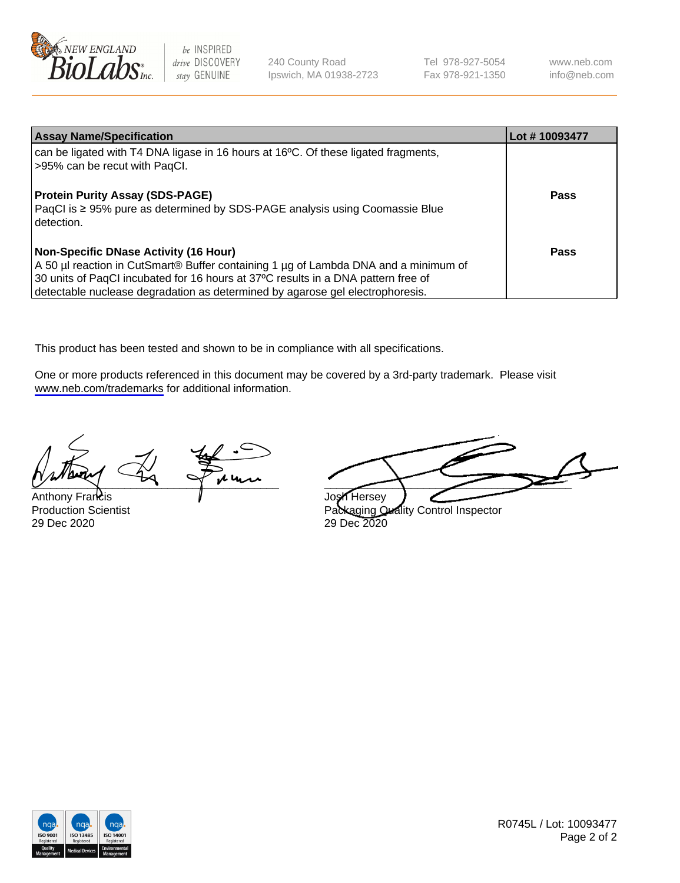| Assay Name/Specification | Lot # 10093477 |
|---|---|
| can be ligated with T4 DNA ligase in 16 hours at 16ºC. Of these ligated fragments, >95% can be recut with PaqCI. | |
| **Protein Purity Assay (SDS-PAGE)**<br>PaqCI is ≥ 95% pure as determined by SDS-PAGE analysis using Coomassie Blue detection. | **Pass** |
| **Non-Specific DNase Activity (16 Hour)**<br>A 50 µl reaction in CutSmart® Buffer containing 1 µg of Lambda DNA and a minimum of 30 units of PaqCI incubated for 16 hours at 37ºC results in a DNA pattern free of detectable nuclease degradation as determined by agarose gel electrophoresis. | **Pass** |

This product has been tested and shown to be in compliance with all specifications.

One or more products referenced in this document may be covered by a 3rd-party trademark. Please visit www.neb.com/trademarks for additional information.

Anthony Francis
Production Scientist
29 Dec 2020

Josh Hersey
Packaging Quality Control Inspector
29 Dec 2020

R0745L / Lot: 10093477